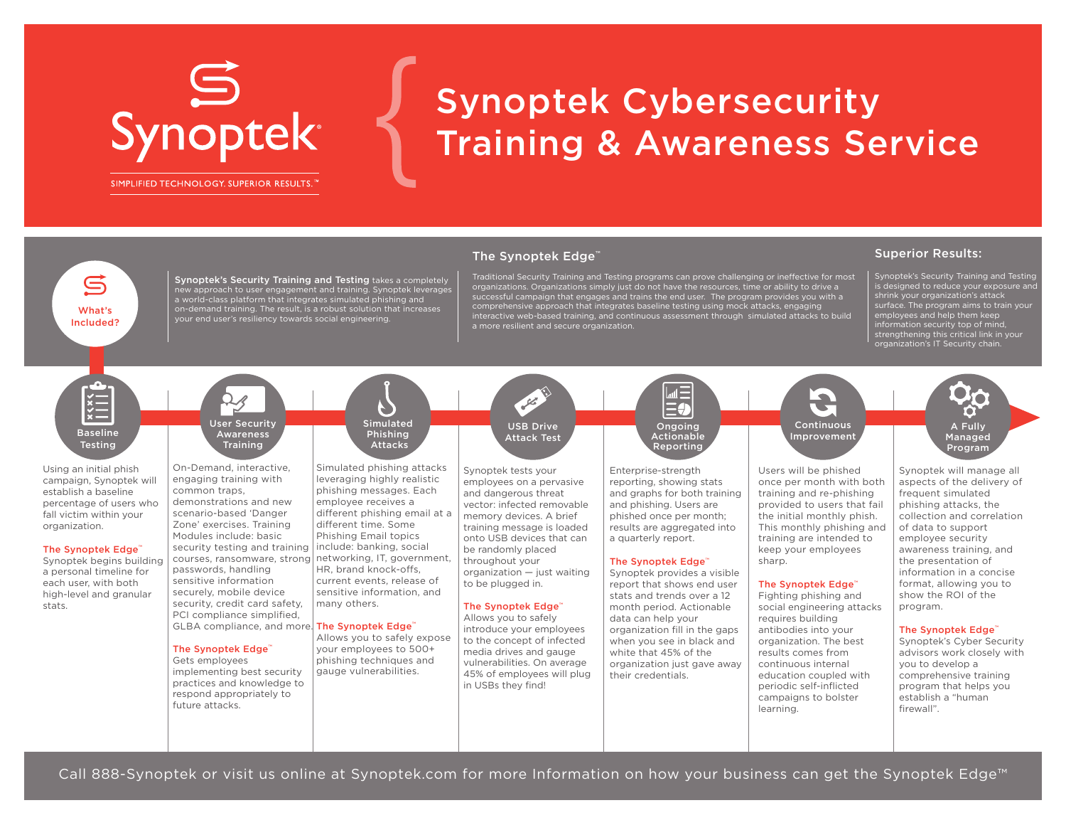# Synoptek Cybersecurity Training & Awareness Service

Synoptek

SIMPLIFIED TECHNOLOGY. SUPERIOR RESULTS.™

## What's Included?

**Synoptek's Security Training and Testing** takes a completely new approach to user engagement and training. Synoptek leverages a world-class platform that integrates simulated phishing and on-demand training. The result, is a robust solution that increases your end user's resiliency towards social engineering.

## The Synoptek Edge™

Traditional Security Training and Testing programs can prove challenging or ineffective for most organizations. Organizations simply just do not have the resources, time or ability to drive a successful campaign that engages and trains the end user. The program provides you with a comprehensive approach that integrates baseline testing using mock attacks, engaging interactive web-based training, and continuous assessment through simulated attacks to build a more resilient and secure organization.

## Superior Results:

Synoptek's Security Training and Testing is designed to reduce your exposure and shrink your organization's attack surface. The program aims to train your employees and help them keep information security top of mind, strengthening this critical link in your organization's IT Security chain.

### Baseline Testing

Using an initial phish campaign, Synoptek will establish a baseline percentage of users who fall victim within your organization.

**The Synoptek Edge™**
Synoptek begins building a personal timeline for each user, with both high-level and granular stats.

### User Security Awareness Training

On-Demand, interactive, engaging training with common traps, demonstrations and new scenario-based 'Danger Zone' exercises. Training Modules include: basic security testing and training courses, ransomware, strong passwords, handling sensitive information securely, mobile device security, credit card safety, PCI compliance simplified, GLBA compliance, and more.

**The Synoptek Edge™**
Gets employees implementing best security practices and knowledge to respond appropriately to future attacks.

### Simulated Phishing Attacks

Simulated phishing attacks leveraging highly realistic phishing messages. Each employee receives a different phishing email at a different time. Some Phishing Email topics include: banking, social networking, IT, government, HR, brand knock-offs, current events, release of sensitive information, and many others.

**The Synoptek Edge™**
Allows you to safely expose your employees to 500+ phishing techniques and gauge vulnerabilities.

### USB Drive Attack Test

Synoptek tests your employees on a pervasive and dangerous threat vector: infected removable memory devices. A brief training message is loaded onto USB devices that can be randomly placed throughout your organization — just waiting to be plugged in.

**The Synoptek Edge™**
Allows you to safely introduce your employees to the concept of infected media drives and gauge vulnerabilities. On average 45% of employees will plug in USBs they find!

### Ongoing Actionable Reporting

Enterprise-strength reporting, showing stats and graphs for both training and phishing. Users are phished once per month; results are aggregated into a quarterly report.

**The Synoptek Edge™**
Synoptek provides a visible report that shows end user stats and trends over a 12 month period. Actionable data can help your organization fill in the gaps when you see in black and white that 45% of the organization just gave away their credentials.

### Continuous Improvement

Users will be phished once per month with both training and re-phishing provided to users that fail the initial monthly phish. This monthly phishing and training are intended to keep your employees sharp.

**The Synoptek Edge™**
Fighting phishing and social engineering attacks requires building antibodies into your organization. The best results comes from continuous internal education coupled with periodic self-inflicted campaigns to bolster learning.

### A Fully Managed Program

Synoptek will manage all aspects of the delivery of frequent simulated phishing attacks, the collection and correlation of data to support employee awareness training, and the presentation of information in a concise format, allowing you to show the ROI of the program.

**The Synoptek Edge™**
Synoptek's Cyber Security advisors work closely with you to develop a comprehensive training program that helps you establish a "human firewall".

Call 888-Synoptek or visit us online at Synoptek.com for more Information on how your business can get the Synoptek Edge™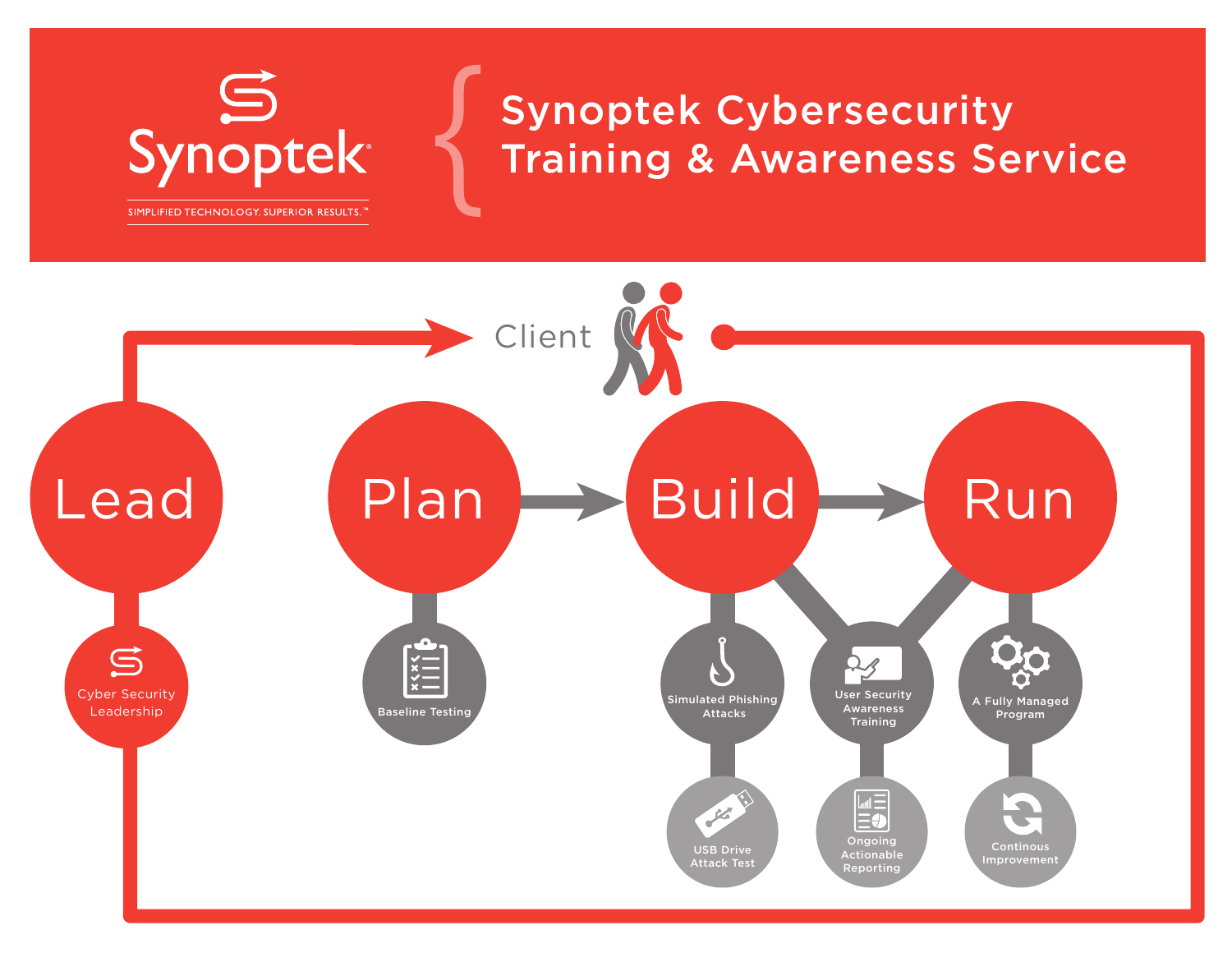Synoptek

SIMPLIFIED TECHNOLOGY. SUPERIOR RESULTS.™

# Synoptek Cybersecurity Training & Awareness Service

Client

Lead

Cyber Security Leadership

Plan

Baseline Testing

Build

Simulated Phishing Attacks

USB Drive Attack Test

User Security Awareness Training

Ongoing Actionable Reporting

Run

A Fully Managed Program

Continous Improvement